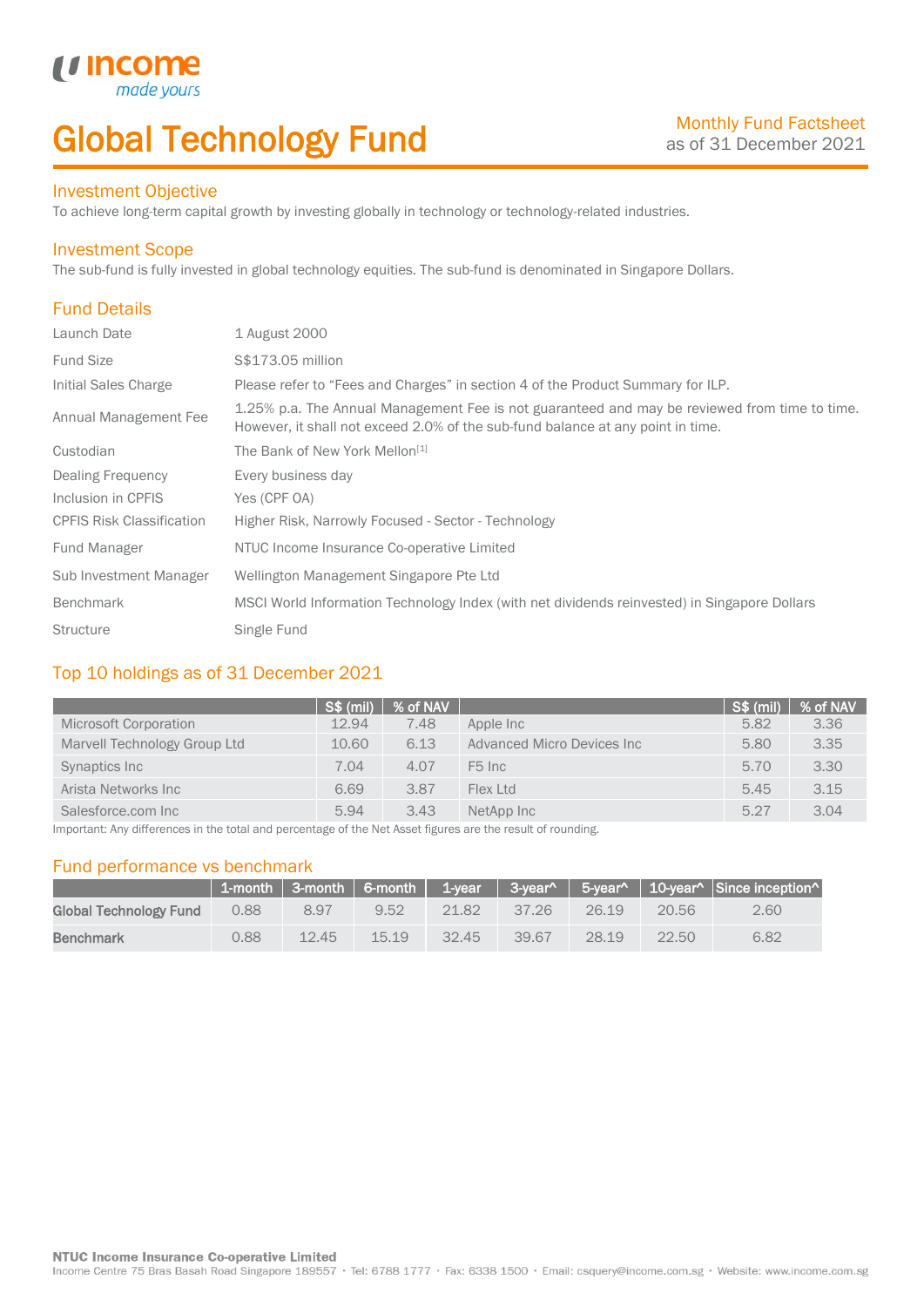# Global Technology Fund

Monthly Fund Factsheet
as of 31 December 2021

## Investment Objective

To achieve long-term capital growth by investing globally in technology or technology-related industries.

## Investment Scope

The sub-fund is fully invested in global technology equities. The sub-fund is denominated in Singapore Dollars.

## Fund Details

| | |
|---|---|
| Launch Date | 1 August 2000 |
| Fund Size | S$173.05 million |
| Initial Sales Charge | Please refer to "Fees and Charges" in section 4 of the Product Summary for ILP. |
| Annual Management Fee | 1.25% p.a. The Annual Management Fee is not guaranteed and may be reviewed from time to time. However, it shall not exceed 2.0% of the sub-fund balance at any point in time. |
| Custodian | The Bank of New York Mellon[1] |
| Dealing Frequency | Every business day |
| Inclusion in CPFIS | Yes (CPF OA) |
| CPFIS Risk Classification | Higher Risk, Narrowly Focused - Sector - Technology |
| Fund Manager | NTUC Income Insurance Co-operative Limited |
| Sub Investment Manager | Wellington Management Singapore Pte Ltd |
| Benchmark | MSCI World Information Technology Index (with net dividends reinvested) in Singapore Dollars |
| Structure | Single Fund |

## Top 10 holdings as of 31 December 2021

| | S$ (mil) | % of NAV | | S$ (mil) | % of NAV |
|---|---|---|---|---|---|
| Microsoft Corporation | 12.94 | 7.48 | Apple Inc | 5.82 | 3.36 |
| Marvell Technology Group Ltd | 10.60 | 6.13 | Advanced Micro Devices Inc | 5.80 | 3.35 |
| Synaptics Inc | 7.04 | 4.07 | F5 Inc | 5.70 | 3.30 |
| Arista Networks Inc | 6.69 | 3.87 | Flex Ltd | 5.45 | 3.15 |
| Salesforce.com Inc | 5.94 | 3.43 | NetApp Inc | 5.27 | 3.04 |

Important: Any differences in the total and percentage of the Net Asset figures are the result of rounding.

## Fund performance vs benchmark

| | 1-month | 3-month | 6-month | 1-year | 3-year^ | 5-year^ | 10-year^ | Since inception^ |
|---|---|---|---|---|---|---|---|---|
| **Global Technology Fund** | 0.88 | 8.97 | 9.52 | 21.82 | 37.26 | 26.19 | 20.56 | 2.60 |
| **Benchmark** | 0.88 | 12.45 | 15.19 | 32.45 | 39.67 | 28.19 | 22.50 | 6.82 |

**NTUC Income Insurance Co-operative Limited**
Income Centre 75 Bras Basah Road Singapore 189557 • Tel: 6788 1777 • Fax: 6338 1500 • Email: csquery@income.com.sg • Website: www.income.com.sg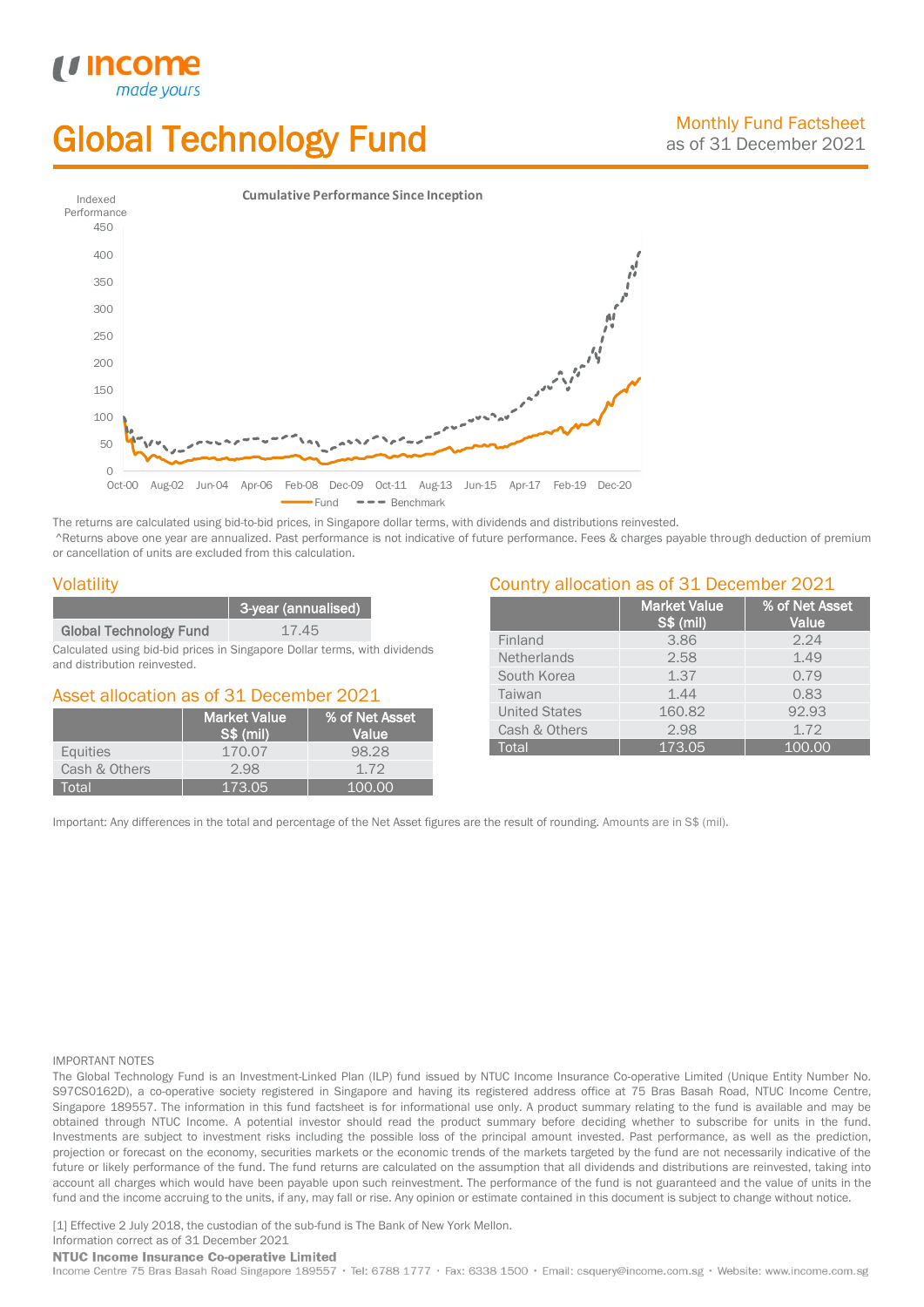# Global Technology Fund

Monthly Fund Factsheet
as of 31 December 2021

Cumulative Performance Since Inception

Indexed Performance

450
400
350
300
250
200
150
100
50
0

Oct-00 Aug-02 Jun-04 Apr-06 Feb-08 Dec-09 Oct-11 Aug-13 Jun-15 Apr-17 Feb-19 Dec-20

Fund Benchmark

The returns are calculated using bid-to-bid prices, in Singapore dollar terms, with dividends and distributions reinvested.
^Returns above one year are annualized. Past performance is not indicative of future performance. Fees & charges payable through deduction of premium or cancellation of units are excluded from this calculation.

## Volatility

| | 3-year (annualised) |
|---|---|
| Global Technology Fund | 17.45 |

Calculated using bid-bid prices in Singapore Dollar terms, with dividends and distribution reinvested.

## Asset allocation as of 31 December 2021

| | Market Value S$ (mil) | % of Net Asset Value |
|---|---|---|
| Equities | 170.07 | 98.28 |
| Cash & Others | 2.98 | 1.72 |
| Total | 173.05 | 100.00 |

## Country allocation as of 31 December 2021

| | Market Value S$ (mil) | % of Net Asset Value |
|---|---|---|
| Finland | 3.86 | 2.24 |
| Netherlands | 2.58 | 1.49 |
| South Korea | 1.37 | 0.79 |
| Taiwan | 1.44 | 0.83 |
| United States | 160.82 | 92.93 |
| Cash & Others | 2.98 | 1.72 |
| Total | 173.05 | 100.00 |

Important: Any differences in the total and percentage of the Net Asset figures are the result of rounding. Amounts are in S$ (mil).

IMPORTANT NOTES

The Global Technology Fund is an Investment-Linked Plan (ILP) fund issued by NTUC Income Insurance Co-operative Limited (Unique Entity Number No. S97CS0162D), a co-operative society registered in Singapore and having its registered address office at 75 Bras Basah Road, NTUC Income Centre, Singapore 189557. The information in this fund factsheet is for informational use only. A product summary relating to the fund is available and may be obtained through NTUC Income. A potential investor should read the product summary before deciding whether to subscribe for units in the fund. Investments are subject to investment risks including the possible loss of the principal amount invested. Past performance, as well as the prediction, projection or forecast on the economy, securities markets or the economic trends of the markets targeted by the fund are not necessarily indicative of the future or likely performance of the fund. The fund returns are calculated on the assumption that all dividends and distributions are reinvested, taking into account all charges which would have been payable upon such reinvestment. The performance of the fund is not guaranteed and the value of units in the fund and the income accruing to the units, if any, may fall or rise. Any opinion or estimate contained in this document is subject to change without notice.

[1] Effective 2 July 2018, the custodian of the sub-fund is The Bank of New York Mellon.
Information correct as of 31 December 2021

**NTUC Income Insurance Co-operative Limited**
Income Centre 75 Bras Basah Road Singapore 189557 • Tel: 6788 1777 • Fax: 6338 1500 • Email: csquery@income.com.sg • Website: www.income.com.sg